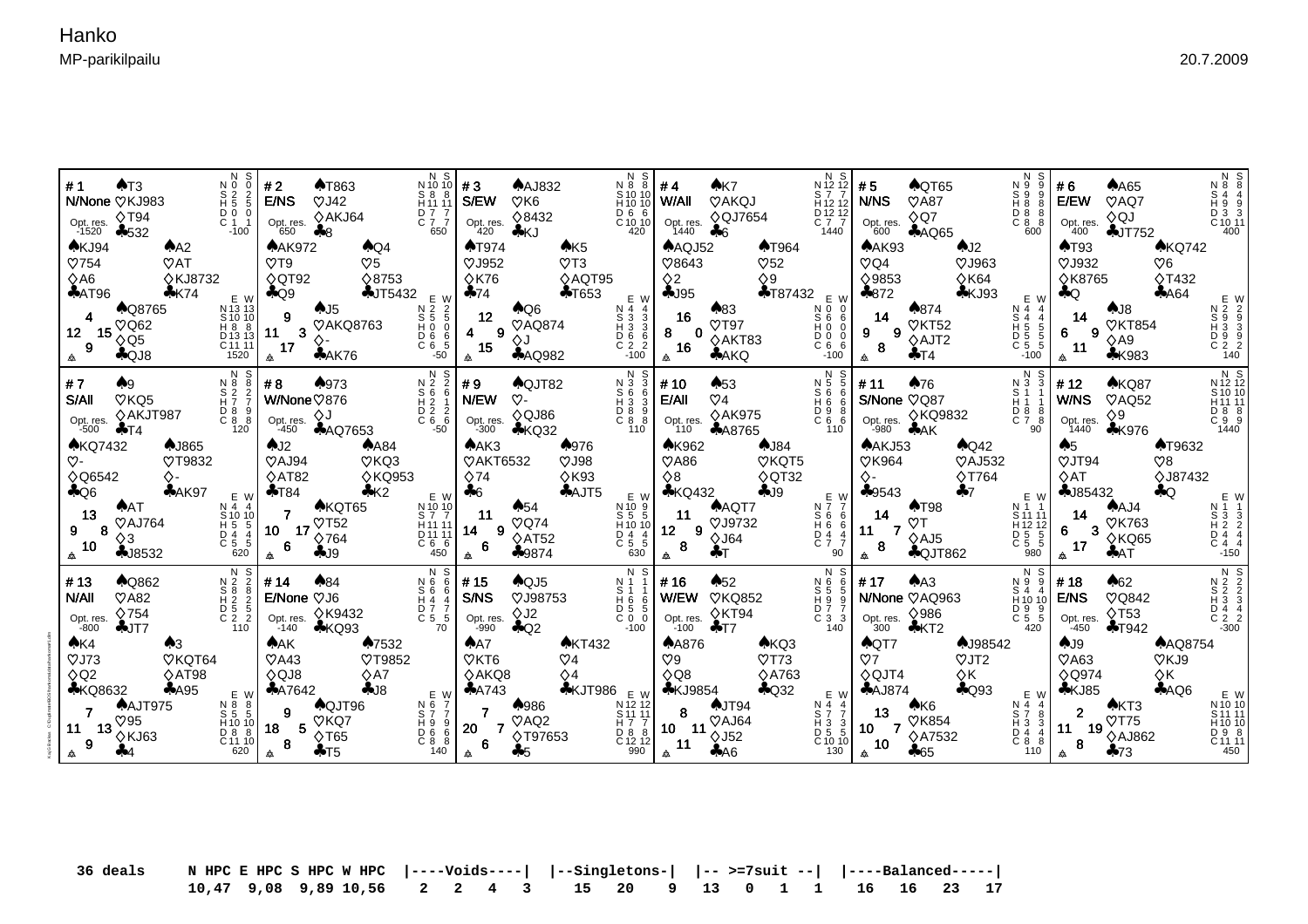# Hanko

MP-parikilpailu

20.7.2009

| # | Dealer/Vul | North | West | East | South | HCP N-W-E-S | Opt. res. |
|---|---|---|---|---|---|---|---|
| 1 | N/None | ♠T3 ♡KJ983 ♢T94 ♣532 | ♠KJ94 ♡754 ♢A6 ♣AT96 | ♠A2 ♡AT ♢KJ8732 ♣K74 | ♠Q8765 ♡Q62 ♢Q5 ♣QJ8 | 4-12-15-9 | -1520 |
| 2 | E/NS | ♠T863 ♡J42 ♢AKJ64 ♣8 | ♠AK972 ♡T9 ♢QT92 ♣Q9 | ♠Q4 ♡5 ♢8753 ♣JT5432 | ♠J5 ♡AKQ8763 ♢- ♣AK76 | 9-11-3-17 | 650 |
| 3 | S/EW | ♠AJ832 ♡K6 ♢8432 ♣KJ | ♠T974 ♡J952 ♢K76 ♣74 | ♠K5 ♡T3 ♢AQT95 ♣T653 | ♠Q6 ♡AQ874 ♢J ♣AQ982 | 12-4-9-15 | 420 |
| 4 | W/All | ♠K7 ♡AKQJ ♢QJ7654 ♣6 | ♠AQJ52 ♡8643 ♢2 ♣J95 | ♠T964 ♡52 ♢9 ♣T87432 | ♠83 ♡T97 ♢AKT83 ♣AKQ | 16-8-0-16 | 1440 |
| 5 | N/NS | ♠QT65 ♡A87 ♢Q7 ♣AQ65 | ♠AK93 ♡Q4 ♢9853 ♣872 | ♠J2 ♡J963 ♢K64 ♣KJ93 | ♠874 ♡KT52 ♢AJT2 ♣T4 | 14-9-9-8 | 600 |
| 6 | E/EW | ♠A65 ♡AQ7 ♢QJ ♣JT752 | ♠T93 ♡J932 ♢K8765 ♣Q | ♠KQ742 ♡6 ♢T432 ♣A64 | ♠J8 ♡KT854 ♢A9 ♣K983 | 14-6-9-11 | 400 |
| 7 | S/All | ♠9 ♡KQ5 ♢AKJT987 ♣T4 | ♠KQ7432 ♡- ♢Q6542 ♣Q6 | ♠J865 ♡T9832 ♢- ♣AK97 | ♠AT ♡AJ764 ♢3 ♣J8532 | 13-9-8-10 | -500 |
| 8 | W/None | ♠973 ♡876 ♢J ♣AQ7653 | ♠J2 ♡AJ94 ♢AT82 ♣T84 | ♠A84 ♡KQ3 ♢KQ953 ♣K2 | ♠KQT65 ♡T52 ♢764 ♣J9 | 7-10-17-6 | -450 |
| 9 | N/EW | ♠QJT82 ♡- ♢QJ86 ♣KQ32 | ♠AK3 ♡AKT6532 ♢74 ♣6 | ♠976 ♡J98 ♢K93 ♣AJT5 | ♠54 ♡Q74 ♢AT52 ♣9874 | 11-14-9-6 | -300 |
| 10 | E/All | ♠53 ♡4 ♢AK975 ♣A8765 | ♠K962 ♡A86 ♢8 ♣KQ432 | ♠J84 ♡KQT5 ♢QT32 ♣J9 | ♠AQT7 ♡J9732 ♢J64 ♣T | 11-12-9-8 | 110 |
| 11 | S/None | ♠76 ♡Q87 ♢KQ9832 ♣AK | ♠AKJ53 ♡K964 ♢- ♣9543 | ♠Q42 ♡AJ532 ♢T764 ♣7 | ♠T98 ♡T ♢AJ5 ♣QJT862 | 14-11-7-8 | -980 |
| 12 | W/NS | ♠KQ87 ♡AQ52 ♢9 ♣K976 | ♠5 ♡JT94 ♢AT ♣J85432 | ♠T9632 ♡8 ♢J87432 ♣Q | ♠AJ4 ♡K763 ♢KQ65 ♣AT | 14-6-3-17 | 1440 |
| 13 | N/All | ♠Q862 ♡A82 ♢754 ♣JT7 | ♠K4 ♡J73 ♢Q2 ♣KQ8632 | ♠3 ♡KQT64 ♢AT98 ♣A95 | ♠AJT975 ♡95 ♢KJ63 ♣4 | 7-11-13-9 | -800 |
| 14 | E/None | ♠84 ♡J6 ♢K9432 ♣KQ93 | ♠AK ♡A43 ♢QJ8 ♣A7642 | ♠7532 ♡T9852 ♢A7 ♣J8 | ♠QJT96 ♡KQ7 ♢T65 ♣T5 | 9-18-5-8 | -140 |
| 15 | S/NS | ♠QJ5 ♡J98753 ♢J2 ♣Q2 | ♠A7 ♡KT6 ♢AKQ8 ♣A743 | ♠KT432 ♡4 ♢4 ♣KJT986 | ♠986 ♡AQ2 ♢T97653 ♣5 | 7-20-7-6 | -990 |
| 16 | W/EW | ♠52 ♡KQ852 ♢KT94 ♣T7 | ♠A876 ♡9 ♢Q8 ♣KJ9854 | ♠KQ3 ♡T73 ♢A763 ♣Q32 | ♠JT94 ♡AJ64 ♢J52 ♣A6 | 8-10-11-11 | -100 |
| 17 | N/None | ♠A3 ♡AQ963 ♢986 ♣KT2 | ♠QT7 ♡7 ♢QJT4 ♣AJ874 | ♠J98542 ♡JT2 ♢K ♣Q93 | ♠K6 ♡K854 ♢A7532 ♣65 | 13-10-7-10 | 300 |
| 18 | E/NS | ♠62 ♡Q842 ♢T53 ♣T942 | ♠J9 ♡A63 ♢Q974 ♣KJ85 | ♠AQ8754 ♡KJ9 ♢K ♣AQ6 | ♠KT3 ♡T75 ♢AJ862 ♣73 | 2-11-19-8 | -450 |

Double dummy tricks (N S declarer; E W declarer):

| # | NS: N | NS: S | NS: H | NS: D | NS: C | NS par | EW: N | EW: S | EW: H | EW: D | EW: C | EW par |
|---|---|---|---|---|---|---|---|---|---|---|---|---|
| 1 | 0 0 | 2 2 | 5 5 | 0 0 | 1 1 | -100 | 13 13 | 10 10 | 8 8 | 13 13 | 11 11 | 1520 |
| 2 | 10 10 | 8 8 | 11 11 | 7 7 | 7 7 | 650 | 2 2 | 5 5 | 0 0 | 6 6 | 6 5 | -50 |
| 3 | 8 8 | 10 10 | 10 10 | 6 6 | 10 10 | 420 | 4 4 | 3 3 | 3 3 | 6 6 | 2 2 | -100 |
| 4 | 12 12 | 7 7 | 12 12 | 12 12 | 7 7 | 1440 | 0 0 | 6 6 | 0 0 | 0 0 | 6 6 | -100 |
| 5 | 9 9 | 9 9 | 8 8 | 8 8 | 8 8 | 600 | 4 4 | 4 4 | 5 5 | 5 5 | 5 5 | -100 |
| 6 | 8 8 | 4 4 | 9 9 | 3 3 | 10 11 | 400 | 2 2 | 9 9 | 3 3 | 9 9 | 2 2 | 140 |
| 7 | 8 8 | 2 2 | 7 7 | 8 9 | 8 8 | 120 | 4 4 | 10 10 | 5 5 | 4 4 | 5 5 | 620 |
| 8 | 2 2 | 6 6 | 2 1 | 2 2 | 6 6 | -50 | 10 10 | 7 7 | 11 11 | 11 11 | 6 6 | 450 |
| 9 | 3 3 | 6 6 | 3 3 | 8 9 | 8 8 | 110 | 10 9 | 5 5 | 10 10 | 4 4 | 5 5 | 630 |
| 10 | 5 5 | 6 6 | 6 6 | 9 8 | 6 6 | 110 | 7 7 | 6 6 | 6 6 | 4 4 | 7 7 | 90 |
| 11 | 3 3 | 1 1 | 1 1 | 8 8 | 7 8 | 90 | 1 1 | 11 11 | 12 12 | 5 5 | 5 5 | 980 |
| 12 | 12 12 | 10 10 | 11 11 | 8 8 | 9 9 | 1440 | 1 1 | 3 3 | 2 2 | 4 4 | 4 4 | -150 |
| 13 | 2 2 | 8 8 | 2 2 | 5 5 | 2 2 | 110 | 8 8 | 5 5 | 10 10 | 8 8 | 11 10 | 620 |
| 14 | 6 6 | 6 6 | 4 4 | 7 7 | 5 5 | 70 | 6 7 | 7 7 | 9 9 | 6 6 | 8 8 | 140 |
| 15 | 1 1 | 1 1 | 6 6 | 5 5 | 0 0 | -100 | 12 12 | 11 11 | 7 7 | 8 8 | 12 12 | 990 |
| 16 | 6 6 | 5 5 | 9 9 | 7 7 | 3 3 | 140 | 4 4 | 7 7 | 3 3 | 5 5 | 10 10 | 130 |
| 17 | 9 9 | 4 4 | 10 10 | 9 9 | 5 5 | 420 | 4 4 | 7 8 | 3 3 | 4 4 | 8 8 | 110 |
| 18 | 2 2 | 2 2 | 3 3 | 4 4 | 2 2 | -300 | 10 10 | 11 11 | 10 10 | 9 8 | 11 11 | 450 |

```
 36 deals     N HPC E HPC S HPC W HPC  |----Voids----|  |--Singletons-|  |-- >=7suit --|  |----Balanced-----|
              10,47  9,08  9,89 10,56    2   2   4   3     15   20    9   13    0   1   1    16   16   23   17
```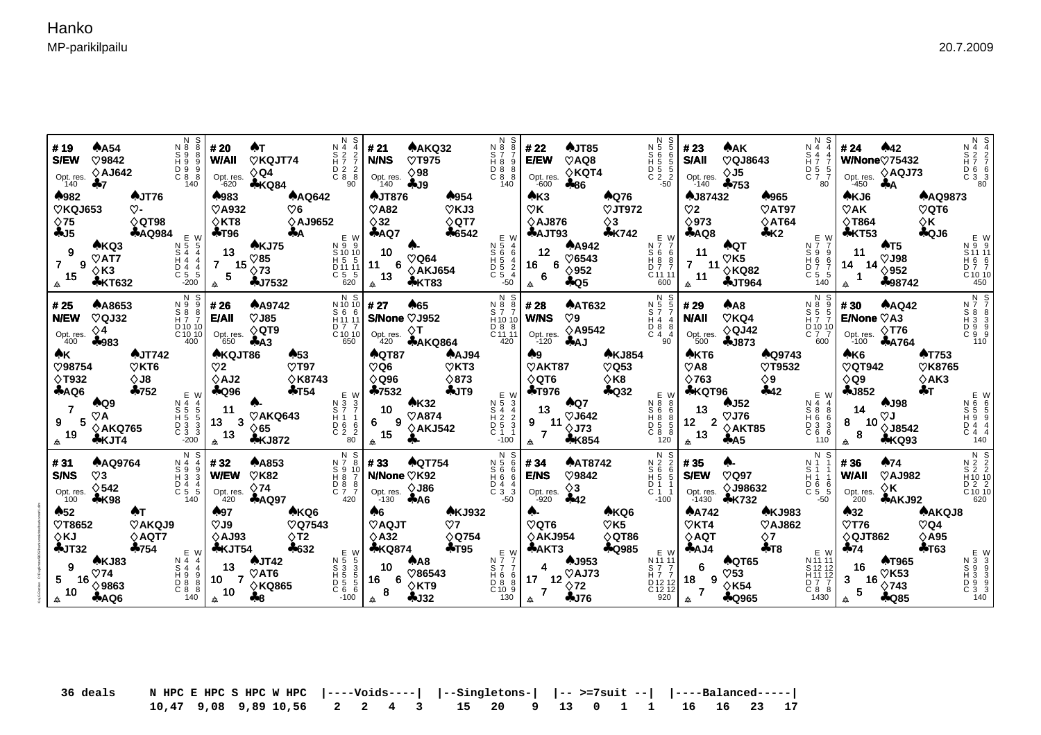| Board | Dealer/Vul | Opt. res. | North | West | East | South | HCP N/W/E/S |
|---|---|---|---|---|---|---|---|
| # 19 | S/EW | 140 | ♠A54 ♡9842 ♢AJ642 ♣7 | ♠982 ♡KQJ653 ♢75 ♣J5 | ♠JT76 ♡- ♢QT98 ♣AQ984 | ♠KQ3 ♡AT7 ♢K3 ♣KT632 | 9 / 7 / 9 / 15 |
| # 20 | W/All | -620 | ♠T ♡KQJT74 ♢Q4 ♣KQ84 | ♠983 ♡A932 ♢KT8 ♣T96 | ♠AQ642 ♡6 ♢AJ9652 ♣A | ♠KJ75 ♡85 ♢73 ♣J7532 | 13 / 7 / 15 / 5 |
| # 21 | N/NS | 140 | ♠AKQ32 ♡T975 ♢98 ♣J9 | ♠JT876 ♡A82 ♢32 ♣AQ7 | ♠954 ♡KJ3 ♢QT7 ♣6542 | ♠- ♡Q64 ♢AKJ654 ♣KT83 | 10 / 11 / 6 / 13 |
| # 22 | E/EW | -600 | ♠JT85 ♡AQ8 ♢KQT4 ♣86 | ♠K3 ♡K ♢AJ876 ♣AJT93 | ♠Q76 ♡JT972 ♢3 ♣K742 | ♠A942 ♡6543 ♢952 ♣Q5 | 12 / 16 / 6 / 6 |
| # 23 | S/All | -140 | ♠AK ♡QJ8643 ♢J5 ♣753 | ♠J87432 ♡2 ♢973 ♣AQ8 | ♠965 ♡AT97 ♢AT64 ♣K2 | ♠QT ♡K5 ♢KQ82 ♣JT964 | 11 / 7 / 11 / 11 |
| # 24 | W/None | -450 | ♠42 ♡75432 ♢AQJ73 ♣A | ♠KJ6 ♡AK ♢T864 ♣KT53 | ♠AQ9873 ♡QT6 ♢K ♣QJ6 | ♠T5 ♡J98 ♢952 ♣98742 | 11 / 14 / 14 / 1 |
| # 25 | N/EW | 400 | ♠A8653 ♡QJ32 ♢4 ♣983 | ♠K ♡98754 ♢T932 ♣AQ6 | ♠JT742 ♡KT6 ♢J8 ♣752 | ♠Q9 ♡A ♢AKQ765 ♣KJT4 | 7 / 9 / 5 / 19 |
| # 26 | E/All | 650 | ♠A9742 ♡J85 ♢QT9 ♣A3 | ♠KQJT86 ♡2 ♢AJ2 ♣Q96 | ♠53 ♡T97 ♢K8743 ♣T54 | ♠- ♡AKQ643 ♢65 ♣KJ872 | 11 / 13 / 3 / 13 |
| # 27 | S/None | 420 | ♠65 ♡J952 ♢T ♣AKQ864 | ♠QT87 ♡Q6 ♢Q96 ♣7532 | ♠AJ94 ♡KT3 ♢873 ♣JT9 | ♠K32 ♡A874 ♢AKJ542 ♣- | 10 / 6 / 9 / 15 |
| # 28 | W/NS | -120 | ♠AT632 ♡9 ♢A9542 ♣AJ | ♠9 ♡AKT87 ♢QT6 ♣T976 | ♠KJ854 ♡Q53 ♢K8 ♣Q32 | ♠Q7 ♡J642 ♢J73 ♣K854 | 13 / 9 / 11 / 7 |
| # 29 | N/All | 500 | ♠A8 ♡KQ4 ♢QJ42 ♣J873 | ♠KT6 ♡A8 ♢763 ♣KQT96 | ♠Q9743 ♡T9532 ♢9 ♣42 | ♠J52 ♡J76 ♢AKT85 ♣A5 | 13 / 12 / 2 / 13 |
| # 30 | E/None | -100 | ♠AQ42 ♡A3 ♢T76 ♣A764 | ♠K6 ♡QT942 ♢Q9 ♣J852 | ♠T753 ♡K8765 ♢AK3 ♣T | ♠J98 ♡J ♢J8542 ♣KQ93 | 14 / 8 / 10 / 8 |
| # 31 | S/NS | 100 | ♠AQ9764 ♡3 ♢542 ♣K98 | ♠52 ♡T8652 ♢KJ ♣JT32 | ♠T ♡AKQJ9 ♢AQT7 ♣754 | ♠KJ83 ♡74 ♢9863 ♣AQ6 | 9 / 5 / 16 / 10 |
| # 32 | W/EW | 420 | ♠A853 ♡K82 ♢74 ♣AQ97 | ♠97 ♡J9 ♢AJ93 ♣KJT54 | ♠KQ6 ♡Q7543 ♢T2 ♣632 | ♠JT42 ♡AT6 ♢KQ865 ♣8 | 13 / 10 / 7 / 10 |
| # 33 | N/None | -130 | ♠QT754 ♡K92 ♢J86 ♣A6 | ♠6 ♡AQJT ♢A32 ♣KQ874 | ♠KJ932 ♡7 ♢Q754 ♣T95 | ♠A8 ♡86543 ♢KT9 ♣J32 | 10 / 16 / 6 / 8 |
| # 34 | E/NS | -920 | ♠AT8742 ♡9842 ♢3 ♣42 | ♠- ♡QT6 ♢AKJ954 ♣AKT3 | ♠KQ6 ♡K5 ♢QT86 ♣Q985 | ♠J953 ♡AJ73 ♢72 ♣J76 | 4 / 17 / 12 / 7 |
| # 35 | S/EW | -1430 | ♠- ♡Q97 ♢J98632 ♣K732 | ♠A742 ♡KT4 ♢AQT ♣AJ4 | ♠KJ983 ♡AJ862 ♢7 ♣T8 | ♠QT65 ♡53 ♢K54 ♣Q965 | 6 / 18 / 9 / 7 |
| # 36 | W/All | 200 | ♠74 ♡AJ982 ♢K ♣AKJ92 | ♠32 ♡T76 ♢QJT862 ♣74 | ♠AKQJ8 ♡Q4 ♢A95 ♣T63 | ♠T965 ♡K53 ♢743 ♣Q85 | 16 / 3 / 16 / 5 |

Makeable tricks (declarer N S / E W by strain N, S, H, D, C):

| Board | NS: N | NS: S | NS: H | NS: D | NS: C | NS score | EW: N | EW: S | EW: H | EW: D | EW: C | EW score |
|---|---|---|---|---|---|---|---|---|---|---|---|---|
| 19 | 8 8 | 9 8 | 9 9 | 9 9 | 8 8 | 140 | 5 5 | 4 4 | 4 4 | 4 4 | 5 5 | -200 |
| 20 | 4 4 | 2 2 | 7 7 | 2 2 | 8 8 | 90 | 9 9 | 10 10 | 5 5 | 11 11 | 5 5 | 620 |
| 21 | 8 8 | 7 7 | 8 9 | 8 8 | 8 8 | 140 | 5 4 | 6 6 | 5 4 | 5 2 | 5 4 | -50 |
| 22 | 5 5 | 6 6 | 5 5 | 5 5 | 2 2 | -50 | 7 7 | 6 6 | 8 8 | 7 7 | 11 11 | 600 |
| 23 | 4 4 | 4 4 | 7 7 | 5 5 | 7 7 | 80 | 7 7 | 9 9 | 6 6 | 7 7 | 5 5 | 140 |
| 24 | 4 4 | 2 2 | 7 7 | 6 6 | 3 3 | 80 | 9 9 | 11 11 | 6 6 | 7 7 | 10 10 | 450 |
| 25 | 9 9 | 8 8 | 7 7 | 10 10 | 10 10 | 400 | 4 4 | 5 5 | 5 5 | 3 3 | 3 3 | -200 |
| 26 | 10 10 | 6 6 | 11 11 | 7 7 | 10 10 | 650 | 3 3 | 7 7 | 1 1 | 6 6 | 2 2 | 80 |
| 27 | 8 8 | 7 7 | 10 10 | 8 8 | 11 11 | 420 | 5 3 | 4 4 | 2 2 | 5 3 | 1 1 | -100 |
| 28 | 5 5 | 7 7 | 4 4 | 8 8 | 4 4 | 90 | 8 8 | 6 6 | 8 8 | 5 5 | 8 8 | 120 |
| 29 | 8 9 | 5 5 | 7 7 | 10 10 | 7 7 | 600 | 4 4 | 8 8 | 6 6 | 3 3 | 6 6 | 110 |
| 30 | 7 7 | 8 8 | 3 3 | 9 9 | 9 9 | 110 | 6 6 | 5 5 | 9 9 | 4 4 | 4 4 | 140 |
| 31 | 4 4 | 9 9 | 3 3 | 4 4 | 5 5 | 140 | 4 4 | 4 4 | 9 9 | 8 8 | 8 8 | 140 |
| 32 | 7 8 | 9 10 | 8 7 | 8 8 | 7 7 | 420 | 5 5 | 3 3 | 5 5 | 5 5 | 6 6 | -100 |
| 33 | 5 6 | 6 6 | 6 6 | 4 4 | 3 3 | -50 | 7 7 | 7 7 | 6 6 | 8 8 | 10 9 | 130 |
| 34 | 2 2 | 6 6 | 5 5 | 1 1 | 1 1 | -100 | 11 11 | 7 7 | 7 7 | 12 12 | 12 12 | 920 |
| 35 | 1 1 | 1 1 | 1 1 | 6 6 | 5 5 | -50 | 11 11 | 12 12 | 11 12 | 7 7 | 8 8 | 1430 |
| 36 | 2 2 | 2 2 | 10 10 | 2 2 | 10 10 | 620 | 3 3 | 9 9 | 3 3 | 9 9 | 3 3 | 140 |

```
36 deals     N HPC E HPC S HPC W HPC  |----Voids----|  |--Singletons-|  |-- >=7suit --|  |----Balanced-----|
             10,47  9,08  9,89 10,56    2   2   4   3    15   20    9   13    0   1   1    16   16   23   17
```